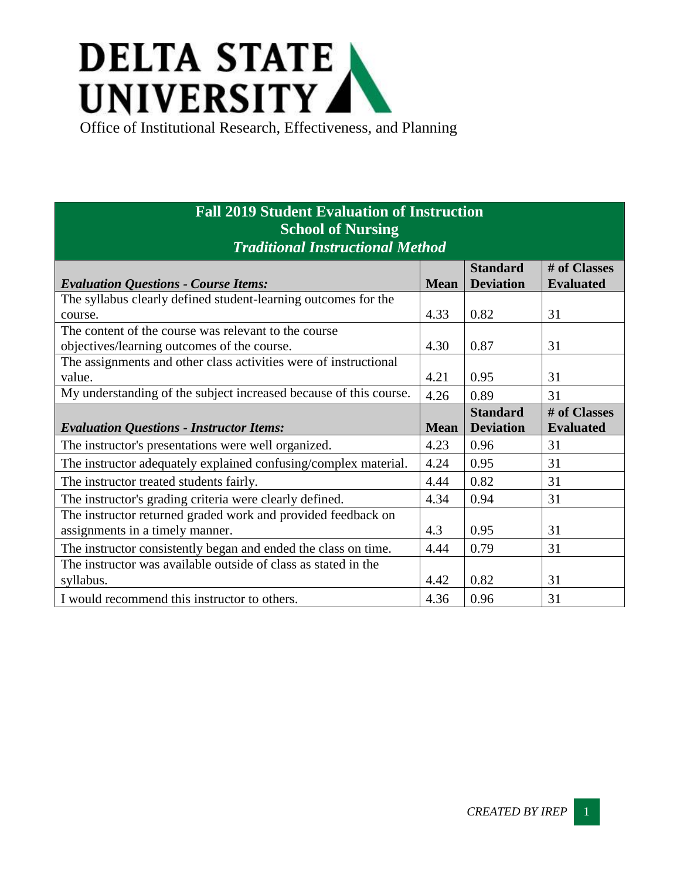# DELTA STATE UNIVERSITY

Office of Institutional Research, Effectiveness, and Planning

## Fall 2019 Student Evaluation of Instruction
## School of Nursing
### *Traditional Instructional Method*

| *Evaluation Questions - Course Items:* | Mean | Standard Deviation | # of Classes Evaluated |
|---|---|---|---|
| The syllabus clearly defined student-learning outcomes for the course. | 4.33 | 0.82 | 31 |
| The content of the course was relevant to the course objectives/learning outcomes of the course. | 4.30 | 0.87 | 31 |
| The assignments and other class activities were of instructional value. | 4.21 | 0.95 | 31 |
| My understanding of the subject increased because of this course. | 4.26 | 0.89 | 31 |
| ***Evaluation Questions - Instructor Items:*** | **Mean** | **Standard Deviation** | **# of Classes Evaluated** |
| The instructor's presentations were well organized. | 4.23 | 0.96 | 31 |
| The instructor adequately explained confusing/complex material. | 4.24 | 0.95 | 31 |
| The instructor treated students fairly. | 4.44 | 0.82 | 31 |
| The instructor's grading criteria were clearly defined. | 4.34 | 0.94 | 31 |
| The instructor returned graded work and provided feedback on assignments in a timely manner. | 4.3 | 0.95 | 31 |
| The instructor consistently began and ended the class on time. | 4.44 | 0.79 | 31 |
| The instructor was available outside of class as stated in the syllabus. | 4.42 | 0.82 | 31 |
| I would recommend this instructor to others. | 4.36 | 0.96 | 31 |

*CREATED BY IREP*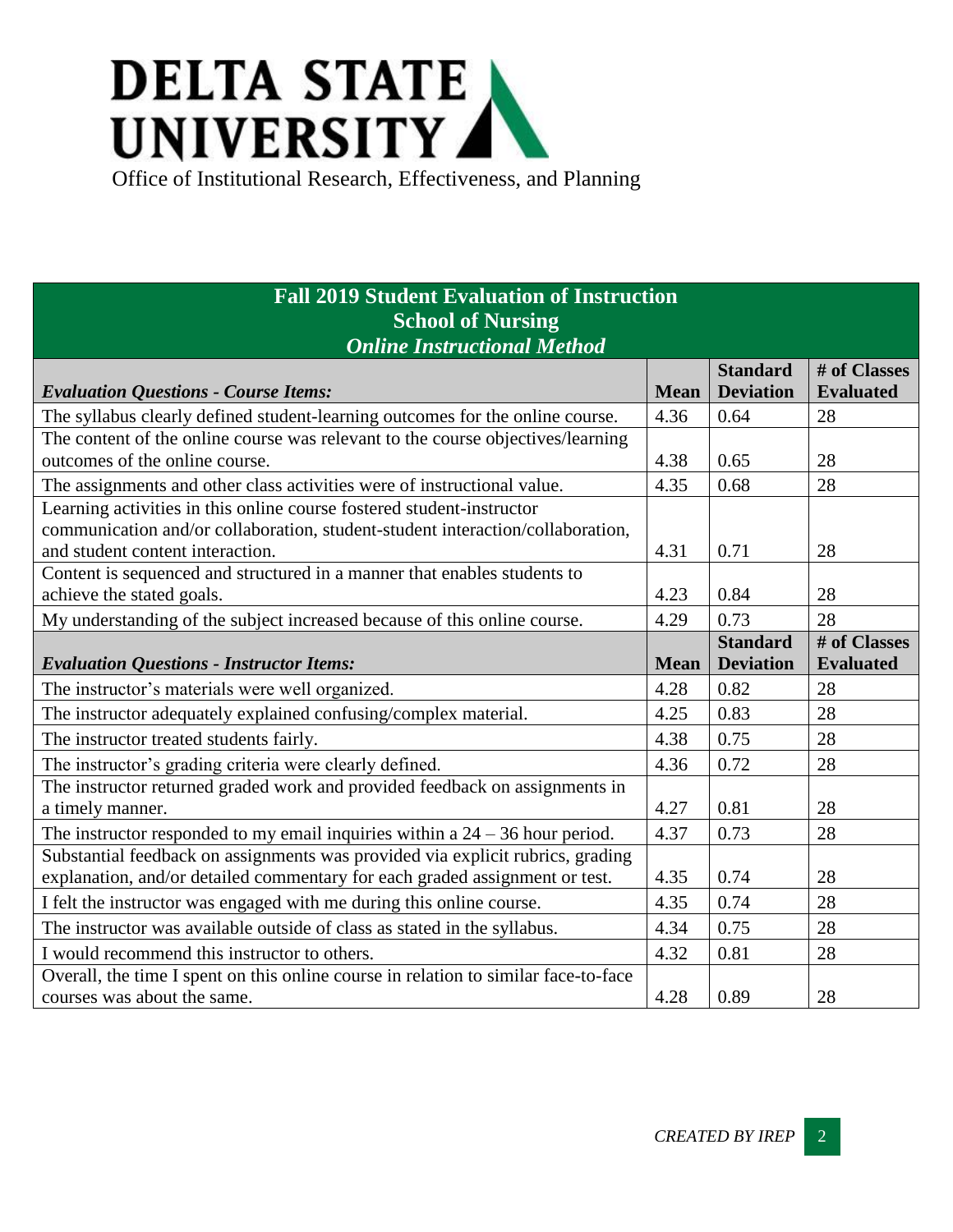# DELTA STATE UNIVERSITY

Office of Institutional Research, Effectiveness, and Planning

| **Fall 2019 Student Evaluation of Instruction**<br>**School of Nursing**<br>***Online Instructional Method*** | | | |
|---|---|---|---|
| ***Evaluation Questions - Course Items:*** | **Mean** | **Standard Deviation** | **# of Classes Evaluated** |
| The syllabus clearly defined student-learning outcomes for the online course. | 4.36 | 0.64 | 28 |
| The content of the online course was relevant to the course objectives/learning outcomes of the online course. | 4.38 | 0.65 | 28 |
| The assignments and other class activities were of instructional value. | 4.35 | 0.68 | 28 |
| Learning activities in this online course fostered student-instructor communication and/or collaboration, student-student interaction/collaboration, and student content interaction. | 4.31 | 0.71 | 28 |
| Content is sequenced and structured in a manner that enables students to achieve the stated goals. | 4.23 | 0.84 | 28 |
| My understanding of the subject increased because of this online course. | 4.29 | 0.73 | 28 |
| ***Evaluation Questions - Instructor Items:*** | **Mean** | **Standard Deviation** | **# of Classes Evaluated** |
| The instructor's materials were well organized. | 4.28 | 0.82 | 28 |
| The instructor adequately explained confusing/complex material. | 4.25 | 0.83 | 28 |
| The instructor treated students fairly. | 4.38 | 0.75 | 28 |
| The instructor's grading criteria were clearly defined. | 4.36 | 0.72 | 28 |
| The instructor returned graded work and provided feedback on assignments in a timely manner. | 4.27 | 0.81 | 28 |
| The instructor responded to my email inquiries within a 24 – 36 hour period. | 4.37 | 0.73 | 28 |
| Substantial feedback on assignments was provided via explicit rubrics, grading explanation, and/or detailed commentary for each graded assignment or test. | 4.35 | 0.74 | 28 |
| I felt the instructor was engaged with me during this online course. | 4.35 | 0.74 | 28 |
| The instructor was available outside of class as stated in the syllabus. | 4.34 | 0.75 | 28 |
| I would recommend this instructor to others. | 4.32 | 0.81 | 28 |
| Overall, the time I spent on this online course in relation to similar face-to-face courses was about the same. | 4.28 | 0.89 | 28 |

*CREATED BY IREP*